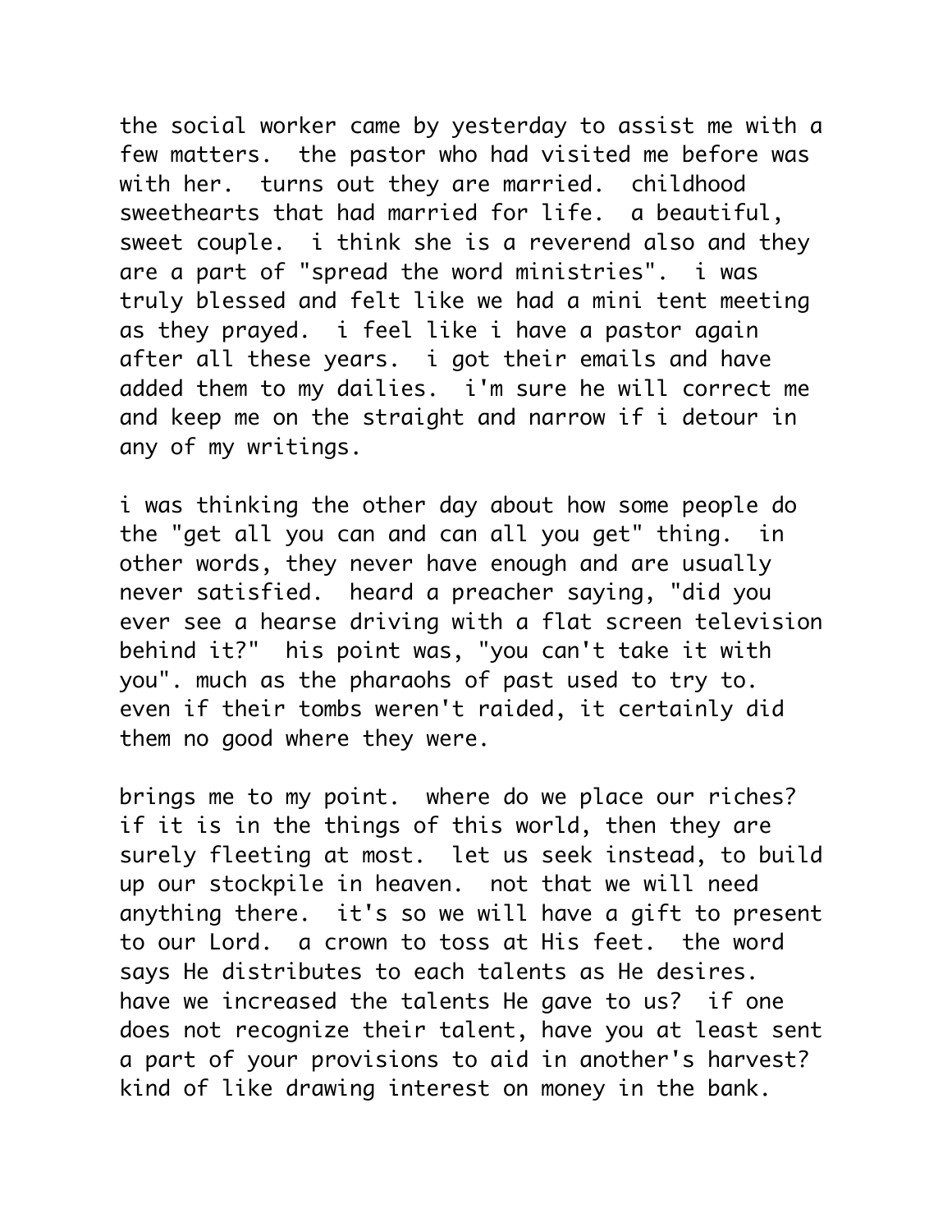the social worker came by yesterday to assist me with a few matters. the pastor who had visited me before was with her. turns out they are married. childhood sweethearts that had married for life. a beautiful, sweet couple. i think she is a reverend also and they are a part of "spread the word ministries". i was truly blessed and felt like we had a mini tent meeting as they prayed. i feel like i have a pastor again after all these years. i got their emails and have added them to my dailies. i'm sure he will correct me and keep me on the straight and narrow if i detour in any of my writings.

i was thinking the other day about how some people do the "get all you can and can all you get" thing. in other words, they never have enough and are usually never satisfied. heard a preacher saying, "did you ever see a hearse driving with a flat screen television behind it?" his point was, "you can't take it with you". much as the pharaohs of past used to try to. even if their tombs weren't raided, it certainly did them no good where they were.

brings me to my point. where do we place our riches? if it is in the things of this world, then they are surely fleeting at most. let us seek instead, to build up our stockpile in heaven. not that we will need anything there. it's so we will have a gift to present to our Lord. a crown to toss at His feet. the word says He distributes to each talents as He desires. have we increased the talents He gave to us? if one does not recognize their talent, have you at least sent a part of your provisions to aid in another's harvest? kind of like drawing interest on money in the bank.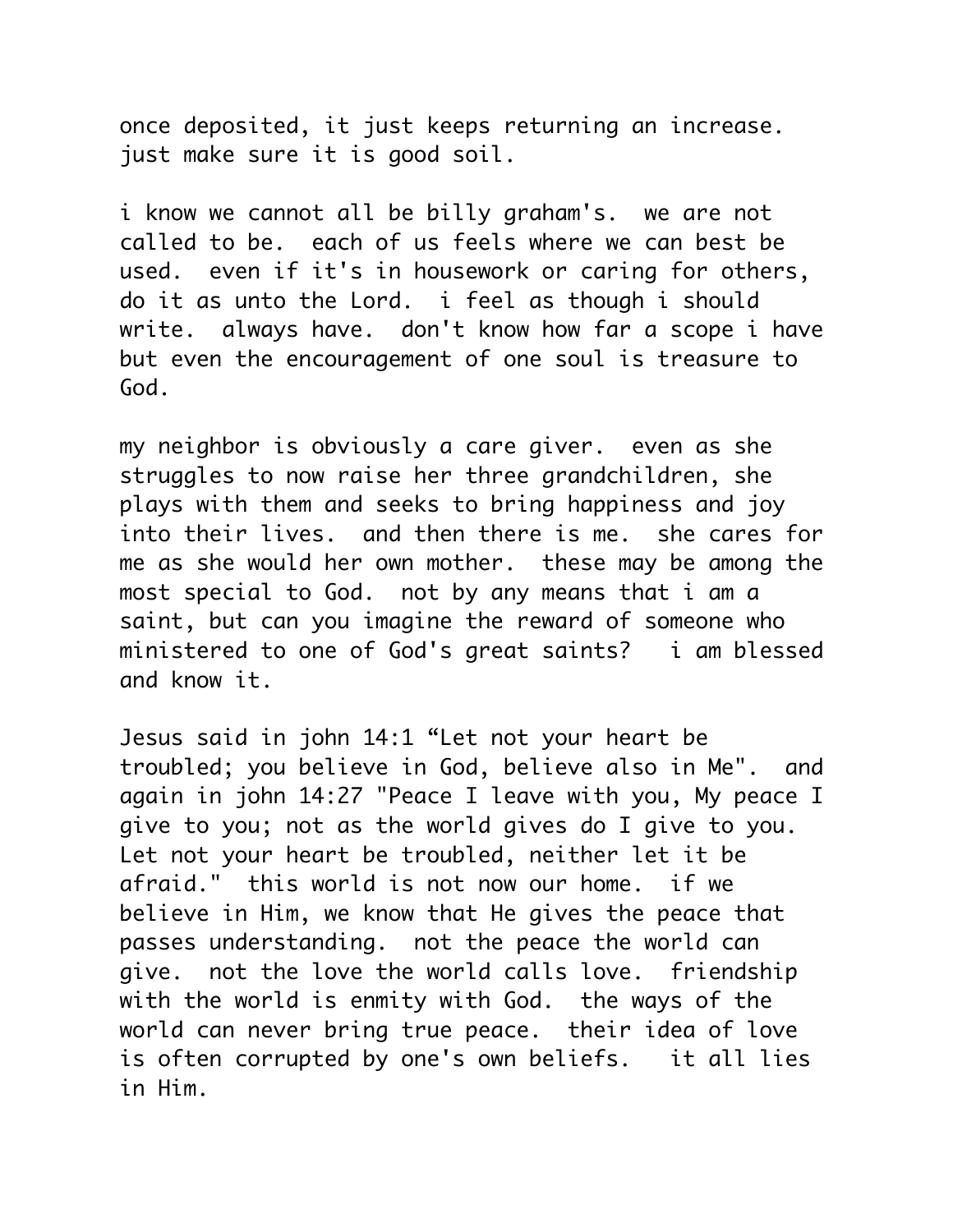once deposited, it just keeps returning an increase. just make sure it is good soil.

i know we cannot all be billy graham's. we are not called to be. each of us feels where we can best be used. even if it's in housework or caring for others, do it as unto the Lord. i feel as though i should write. always have. don't know how far a scope i have but even the encouragement of one soul is treasure to God.

my neighbor is obviously a care giver. even as she struggles to now raise her three grandchildren, she plays with them and seeks to bring happiness and joy into their lives. and then there is me. she cares for me as she would her own mother. these may be among the most special to God. not by any means that i am a saint, but can you imagine the reward of someone who ministered to one of God's great saints? i am blessed and know it.

Jesus said in john 14:1 “Let not your heart be troubled; you believe in God, believe also in Me". and again in john 14:27 "Peace I leave with you, My peace I give to you; not as the world gives do I give to you. Let not your heart be troubled, neither let it be afraid." this world is not now our home. if we believe in Him, we know that He gives the peace that passes understanding. not the peace the world can give. not the love the world calls love. friendship with the world is enmity with God. the ways of the world can never bring true peace. their idea of love is often corrupted by one's own beliefs. it all lies in Him.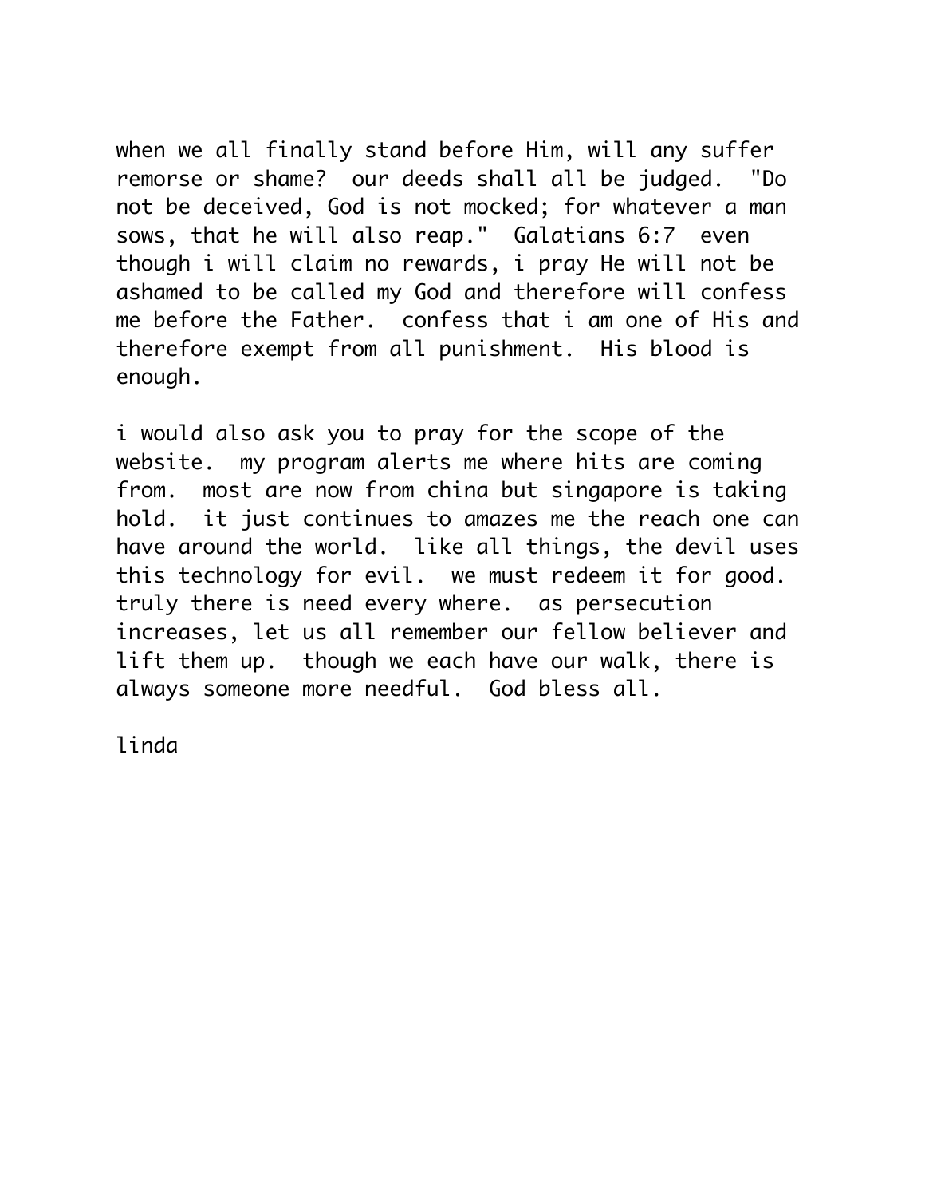when we all finally stand before Him, will any suffer remorse or shame?  our deeds shall all be judged.  "Do not be deceived, God is not mocked; for whatever a man sows, that he will also reap."  Galatians 6:7  even though i will claim no rewards, i pray He will not be ashamed to be called my God and therefore will confess me before the Father.  confess that i am one of His and therefore exempt from all punishment.  His blood is enough.

i would also ask you to pray for the scope of the website.  my program alerts me where hits are coming from.  most are now from china but singapore is taking hold.  it just continues to amazes me the reach one can have around the world.  like all things, the devil uses this technology for evil.  we must redeem it for good.  truly there is need every where.  as persecution increases, let us all remember our fellow believer and lift them up.  though we each have our walk, there is always someone more needful.  God bless all.

linda